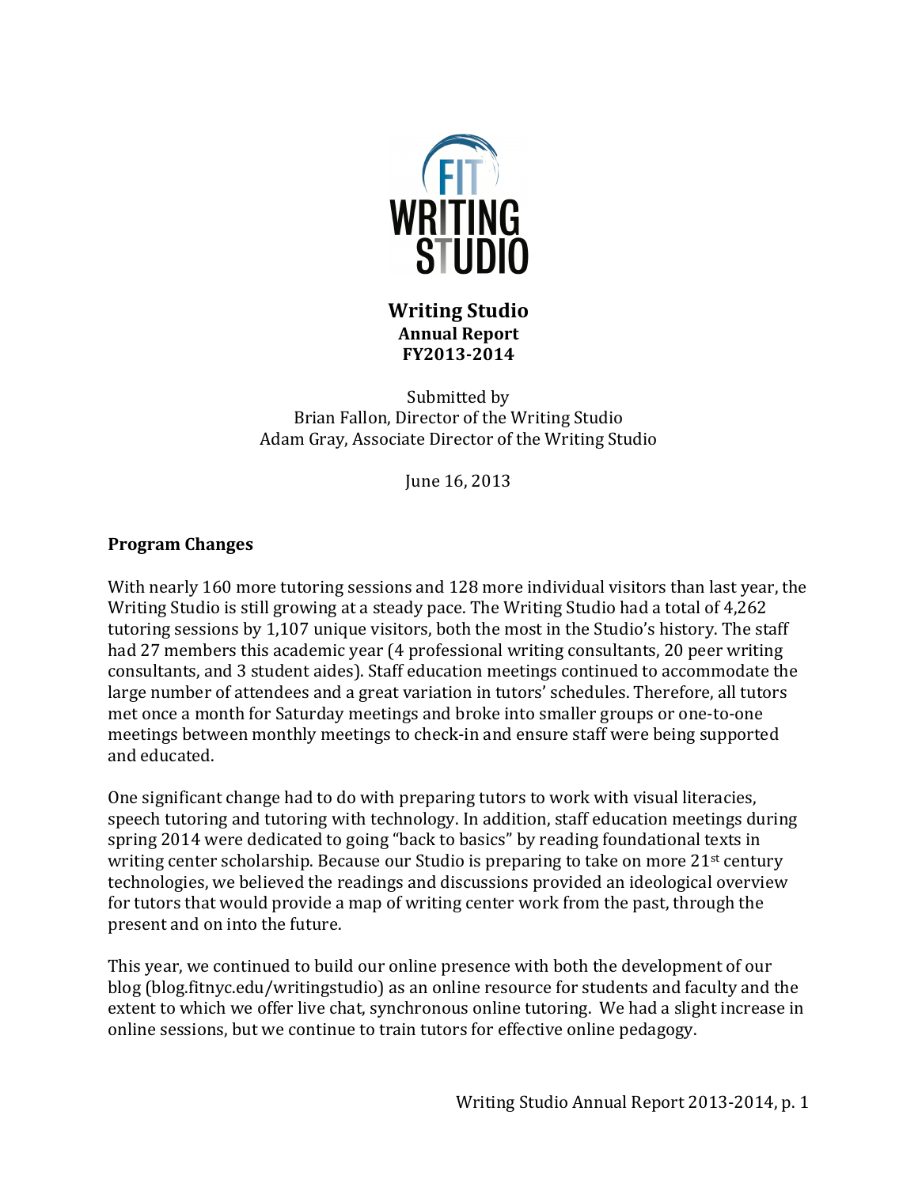# Writing Studio

**Annual Report**
**FY2013-2014**

Submitted by
Brian Fallon, Director of the Writing Studio
Adam Gray, Associate Director of the Writing Studio

June 16, 2013

## Program Changes

With nearly 160 more tutoring sessions and 128 more individual visitors than last year, the Writing Studio is still growing at a steady pace. The Writing Studio had a total of 4,262 tutoring sessions by 1,107 unique visitors, both the most in the Studio's history. The staff had 27 members this academic year (4 professional writing consultants, 20 peer writing consultants, and 3 student aides). Staff education meetings continued to accommodate the large number of attendees and a great variation in tutors' schedules. Therefore, all tutors met once a month for Saturday meetings and broke into smaller groups or one-to-one meetings between monthly meetings to check-in and ensure staff were being supported and educated.

One significant change had to do with preparing tutors to work with visual literacies, speech tutoring and tutoring with technology. In addition, staff education meetings during spring 2014 were dedicated to going "back to basics" by reading foundational texts in writing center scholarship. Because our Studio is preparing to take on more 21st century technologies, we believed the readings and discussions provided an ideological overview for tutors that would provide a map of writing center work from the past, through the present and on into the future.

This year, we continued to build our online presence with both the development of our blog (blog.fitnyc.edu/writingstudio) as an online resource for students and faculty and the extent to which we offer live chat, synchronous online tutoring. We had a slight increase in online sessions, but we continue to train tutors for effective online pedagogy.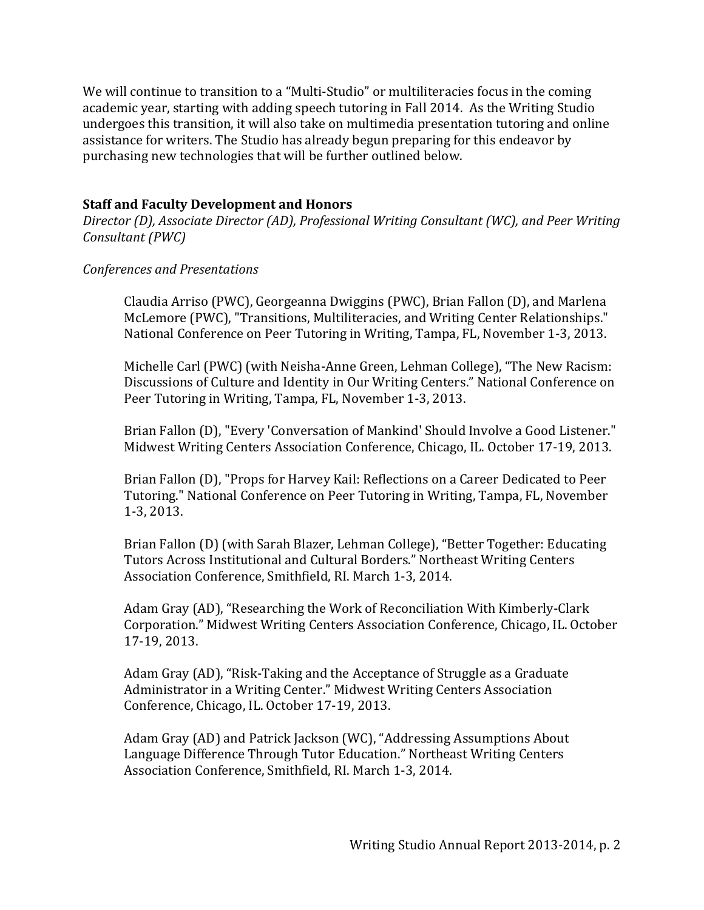We will continue to transition to a "Multi-Studio" or multiliteracies focus in the coming academic year, starting with adding speech tutoring in Fall 2014. As the Writing Studio undergoes this transition, it will also take on multimedia presentation tutoring and online assistance for writers. The Studio has already begun preparing for this endeavor by purchasing new technologies that will be further outlined below.

**Staff and Faculty Development and Honors**

*Director (D), Associate Director (AD), Professional Writing Consultant (WC), and Peer Writing Consultant (PWC)*

*Conferences and Presentations*

Claudia Arriso (PWC), Georgeanna Dwiggins (PWC), Brian Fallon (D), and Marlena McLemore (PWC), "Transitions, Multiliteracies, and Writing Center Relationships." National Conference on Peer Tutoring in Writing, Tampa, FL, November 1-3, 2013.

Michelle Carl (PWC) (with Neisha-Anne Green, Lehman College), "The New Racism: Discussions of Culture and Identity in Our Writing Centers." National Conference on Peer Tutoring in Writing, Tampa, FL, November 1-3, 2013.

Brian Fallon (D), "Every 'Conversation of Mankind' Should Involve a Good Listener." Midwest Writing Centers Association Conference, Chicago, IL. October 17-19, 2013.

Brian Fallon (D), "Props for Harvey Kail: Reflections on a Career Dedicated to Peer Tutoring." National Conference on Peer Tutoring in Writing, Tampa, FL, November 1-3, 2013.

Brian Fallon (D) (with Sarah Blazer, Lehman College), "Better Together: Educating Tutors Across Institutional and Cultural Borders." Northeast Writing Centers Association Conference, Smithfield, RI. March 1-3, 2014.

Adam Gray (AD), "Researching the Work of Reconciliation With Kimberly-Clark Corporation." Midwest Writing Centers Association Conference, Chicago, IL. October 17-19, 2013.

Adam Gray (AD), "Risk-Taking and the Acceptance of Struggle as a Graduate Administrator in a Writing Center." Midwest Writing Centers Association Conference, Chicago, IL. October 17-19, 2013.

Adam Gray (AD) and Patrick Jackson (WC), "Addressing Assumptions About Language Difference Through Tutor Education." Northeast Writing Centers Association Conference, Smithfield, RI. March 1-3, 2014.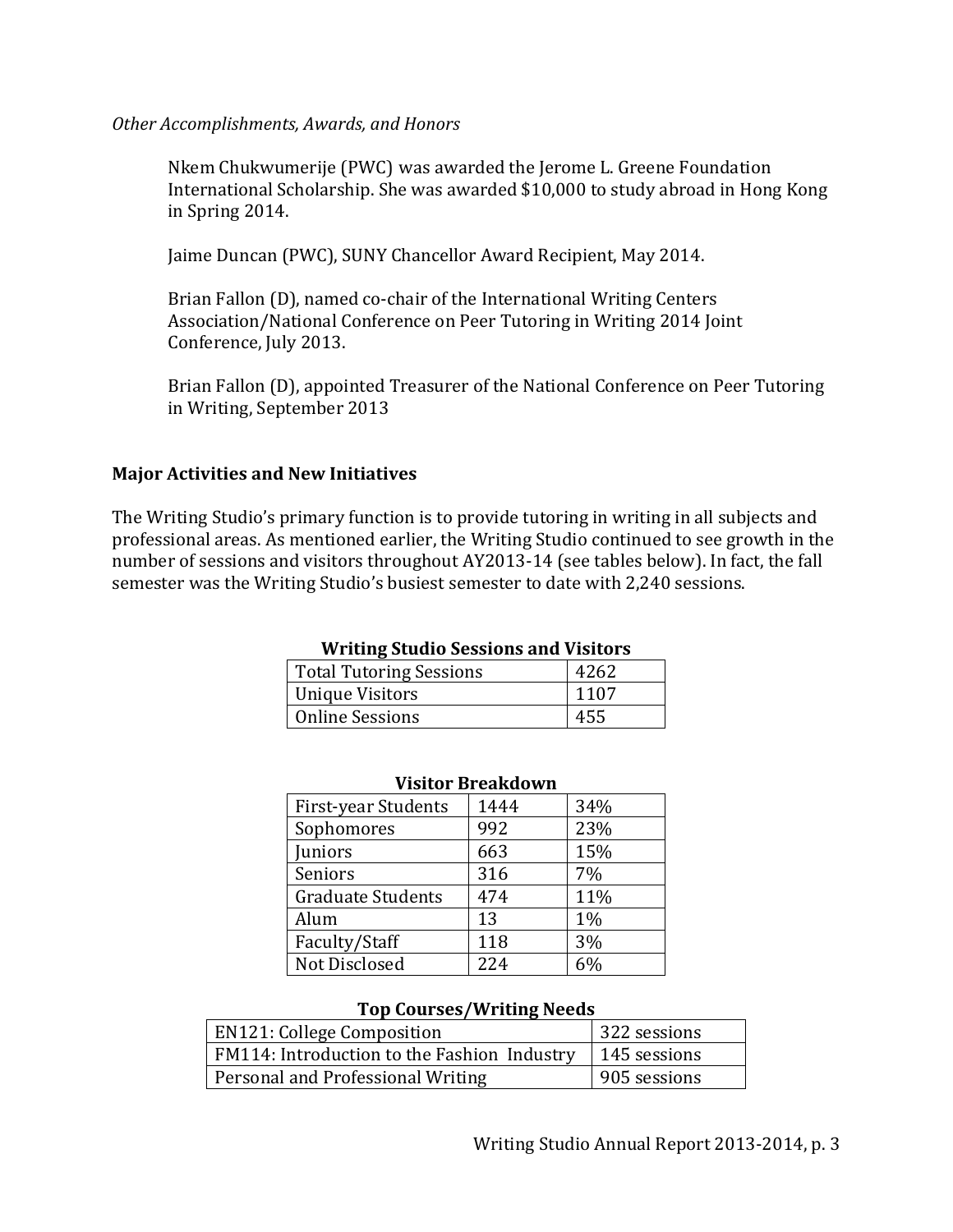*Other Accomplishments, Awards, and Honors*

Nkem Chukwumerije (PWC) was awarded the Jerome L. Greene Foundation International Scholarship. She was awarded $10,000 to study abroad in Hong Kong in Spring 2014.

Jaime Duncan (PWC), SUNY Chancellor Award Recipient, May 2014.

Brian Fallon (D), named co-chair of the International Writing Centers Association/National Conference on Peer Tutoring in Writing 2014 Joint Conference, July 2013.

Brian Fallon (D), appointed Treasurer of the National Conference on Peer Tutoring in Writing, September 2013

**Major Activities and New Initiatives**

The Writing Studio's primary function is to provide tutoring in writing in all subjects and professional areas. As mentioned earlier, the Writing Studio continued to see growth in the number of sessions and visitors throughout AY2013-14 (see tables below). In fact, the fall semester was the Writing Studio's busiest semester to date with 2,240 sessions.

**Writing Studio Sessions and Visitors**

| | |
|---|---|
| Total Tutoring Sessions | 4262 |
| Unique Visitors | 1107 |
| Online Sessions | 455 |

**Visitor Breakdown**

| | | |
|---|---|---|
| First-year Students | 1444 | 34% |
| Sophomores | 992 | 23% |
| Juniors | 663 | 15% |
| Seniors | 316 | 7% |
| Graduate Students | 474 | 11% |
| Alum | 13 | 1% |
| Faculty/Staff | 118 | 3% |
| Not Disclosed | 224 | 6% |

**Top Courses/Writing Needs**

| | |
|---|---|
| EN121: College Composition | 322 sessions |
| FM114: Introduction to the Fashion Industry | 145 sessions |
| Personal and Professional Writing | 905 sessions |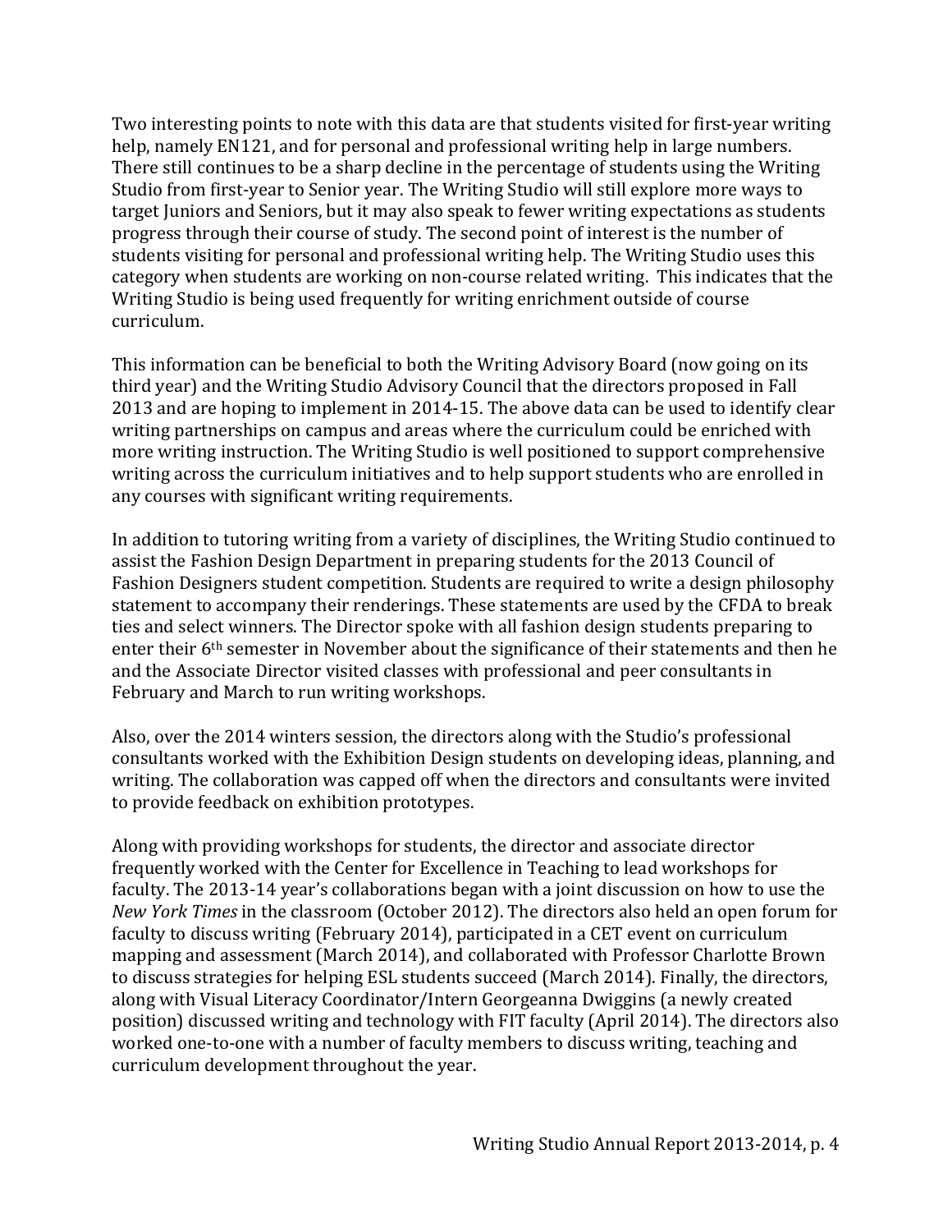Two interesting points to note with this data are that students visited for first-year writing help, namely EN121, and for personal and professional writing help in large numbers. There still continues to be a sharp decline in the percentage of students using the Writing Studio from first-year to Senior year. The Writing Studio will still explore more ways to target Juniors and Seniors, but it may also speak to fewer writing expectations as students progress through their course of study. The second point of interest is the number of students visiting for personal and professional writing help. The Writing Studio uses this category when students are working on non-course related writing. This indicates that the Writing Studio is being used frequently for writing enrichment outside of course curriculum.

This information can be beneficial to both the Writing Advisory Board (now going on its third year) and the Writing Studio Advisory Council that the directors proposed in Fall 2013 and are hoping to implement in 2014-15. The above data can be used to identify clear writing partnerships on campus and areas where the curriculum could be enriched with more writing instruction. The Writing Studio is well positioned to support comprehensive writing across the curriculum initiatives and to help support students who are enrolled in any courses with significant writing requirements.

In addition to tutoring writing from a variety of disciplines, the Writing Studio continued to assist the Fashion Design Department in preparing students for the 2013 Council of Fashion Designers student competition. Students are required to write a design philosophy statement to accompany their renderings. These statements are used by the CFDA to break ties and select winners. The Director spoke with all fashion design students preparing to enter their 6th semester in November about the significance of their statements and then he and the Associate Director visited classes with professional and peer consultants in February and March to run writing workshops.

Also, over the 2014 winters session, the directors along with the Studio's professional consultants worked with the Exhibition Design students on developing ideas, planning, and writing. The collaboration was capped off when the directors and consultants were invited to provide feedback on exhibition prototypes.

Along with providing workshops for students, the director and associate director frequently worked with the Center for Excellence in Teaching to lead workshops for faculty. The 2013-14 year's collaborations began with a joint discussion on how to use the *New York Times* in the classroom (October 2012). The directors also held an open forum for faculty to discuss writing (February 2014), participated in a CET event on curriculum mapping and assessment (March 2014), and collaborated with Professor Charlotte Brown to discuss strategies for helping ESL students succeed (March 2014). Finally, the directors, along with Visual Literacy Coordinator/Intern Georgeanna Dwiggins (a newly created position) discussed writing and technology with FIT faculty (April 2014). The directors also worked one-to-one with a number of faculty members to discuss writing, teaching and curriculum development throughout the year.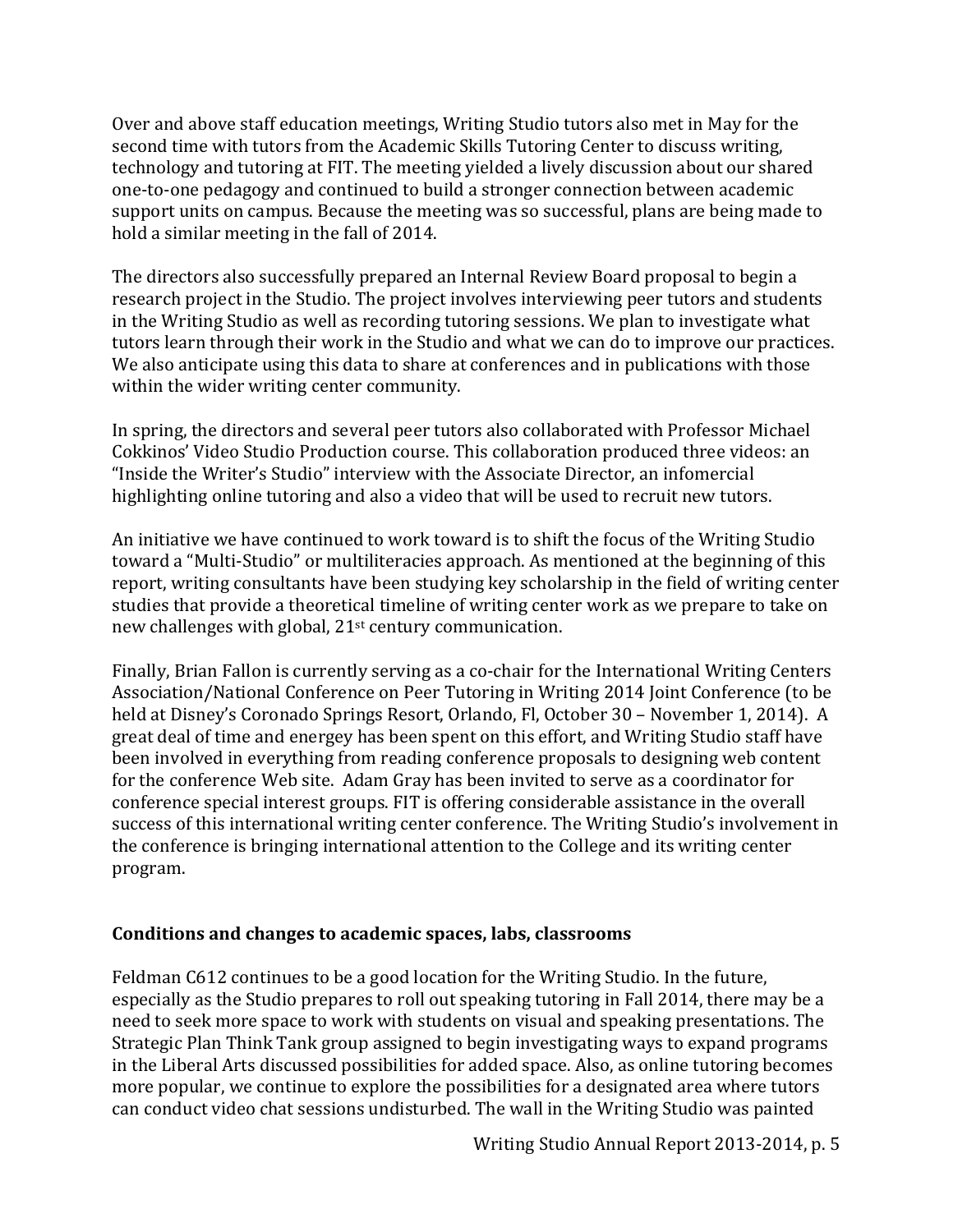Over and above staff education meetings, Writing Studio tutors also met in May for the second time with tutors from the Academic Skills Tutoring Center to discuss writing, technology and tutoring at FIT. The meeting yielded a lively discussion about our shared one-to-one pedagogy and continued to build a stronger connection between academic support units on campus. Because the meeting was so successful, plans are being made to hold a similar meeting in the fall of 2014.

The directors also successfully prepared an Internal Review Board proposal to begin a research project in the Studio. The project involves interviewing peer tutors and students in the Writing Studio as well as recording tutoring sessions. We plan to investigate what tutors learn through their work in the Studio and what we can do to improve our practices. We also anticipate using this data to share at conferences and in publications with those within the wider writing center community.

In spring, the directors and several peer tutors also collaborated with Professor Michael Cokkinos' Video Studio Production course. This collaboration produced three videos: an "Inside the Writer's Studio" interview with the Associate Director, an infomercial highlighting online tutoring and also a video that will be used to recruit new tutors.

An initiative we have continued to work toward is to shift the focus of the Writing Studio toward a "Multi-Studio" or multiliteracies approach. As mentioned at the beginning of this report, writing consultants have been studying key scholarship in the field of writing center studies that provide a theoretical timeline of writing center work as we prepare to take on new challenges with global, 21st century communication.

Finally, Brian Fallon is currently serving as a co-chair for the International Writing Centers Association/National Conference on Peer Tutoring in Writing 2014 Joint Conference (to be held at Disney's Coronado Springs Resort, Orlando, Fl, October 30 – November 1, 2014). A great deal of time and energey has been spent on this effort, and Writing Studio staff have been involved in everything from reading conference proposals to designing web content for the conference Web site. Adam Gray has been invited to serve as a coordinator for conference special interest groups. FIT is offering considerable assistance in the overall success of this international writing center conference. The Writing Studio's involvement in the conference is bringing international attention to the College and its writing center program.

**Conditions and changes to academic spaces, labs, classrooms**

Feldman C612 continues to be a good location for the Writing Studio. In the future, especially as the Studio prepares to roll out speaking tutoring in Fall 2014, there may be a need to seek more space to work with students on visual and speaking presentations. The Strategic Plan Think Tank group assigned to begin investigating ways to expand programs in the Liberal Arts discussed possibilities for added space. Also, as online tutoring becomes more popular, we continue to explore the possibilities for a designated area where tutors can conduct video chat sessions undisturbed. The wall in the Writing Studio was painted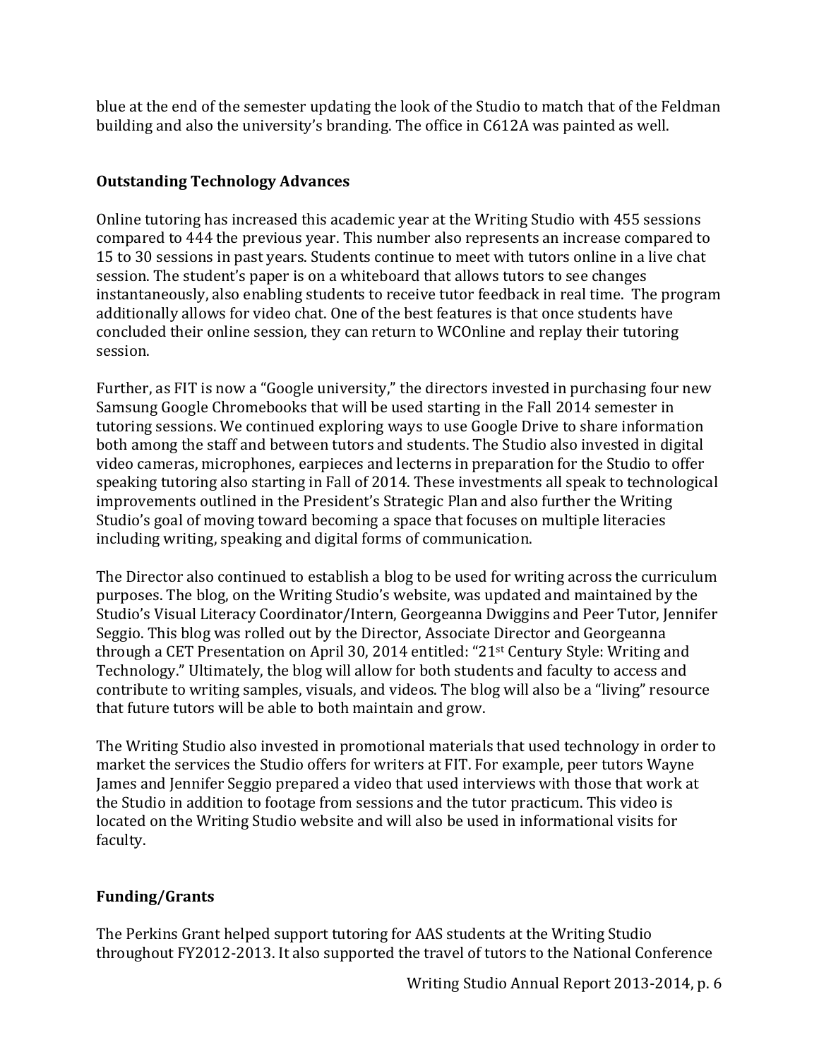blue at the end of the semester updating the look of the Studio to match that of the Feldman building and also the university's branding. The office in C612A was painted as well.

## Outstanding Technology Advances

Online tutoring has increased this academic year at the Writing Studio with 455 sessions compared to 444 the previous year. This number also represents an increase compared to 15 to 30 sessions in past years. Students continue to meet with tutors online in a live chat session. The student's paper is on a whiteboard that allows tutors to see changes instantaneously, also enabling students to receive tutor feedback in real time. The program additionally allows for video chat. One of the best features is that once students have concluded their online session, they can return to WCOnline and replay their tutoring session.

Further, as FIT is now a "Google university," the directors invested in purchasing four new Samsung Google Chromebooks that will be used starting in the Fall 2014 semester in tutoring sessions. We continued exploring ways to use Google Drive to share information both among the staff and between tutors and students. The Studio also invested in digital video cameras, microphones, earpieces and lecterns in preparation for the Studio to offer speaking tutoring also starting in Fall of 2014. These investments all speak to technological improvements outlined in the President's Strategic Plan and also further the Writing Studio's goal of moving toward becoming a space that focuses on multiple literacies including writing, speaking and digital forms of communication.

The Director also continued to establish a blog to be used for writing across the curriculum purposes. The blog, on the Writing Studio's website, was updated and maintained by the Studio's Visual Literacy Coordinator/Intern, Georgeanna Dwiggins and Peer Tutor, Jennifer Seggio. This blog was rolled out by the Director, Associate Director and Georgeanna through a CET Presentation on April 30, 2014 entitled: "21st Century Style: Writing and Technology." Ultimately, the blog will allow for both students and faculty to access and contribute to writing samples, visuals, and videos. The blog will also be a "living" resource that future tutors will be able to both maintain and grow.

The Writing Studio also invested in promotional materials that used technology in order to market the services the Studio offers for writers at FIT. For example, peer tutors Wayne James and Jennifer Seggio prepared a video that used interviews with those that work at the Studio in addition to footage from sessions and the tutor practicum. This video is located on the Writing Studio website and will also be used in informational visits for faculty.

## Funding/Grants

The Perkins Grant helped support tutoring for AAS students at the Writing Studio throughout FY2012-2013. It also supported the travel of tutors to the National Conference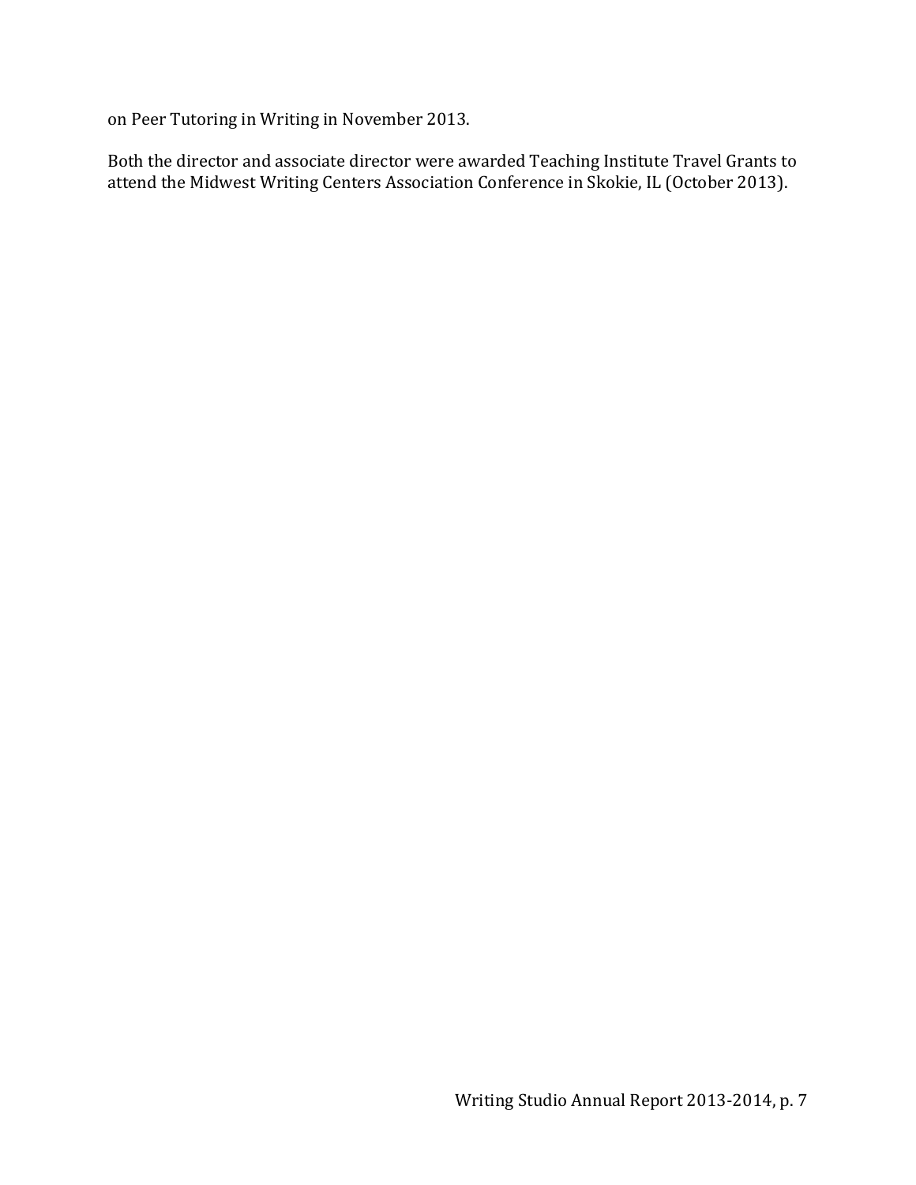on Peer Tutoring in Writing in November 2013.

Both the director and associate director were awarded Teaching Institute Travel Grants to attend the Midwest Writing Centers Association Conference in Skokie, IL (October 2013).